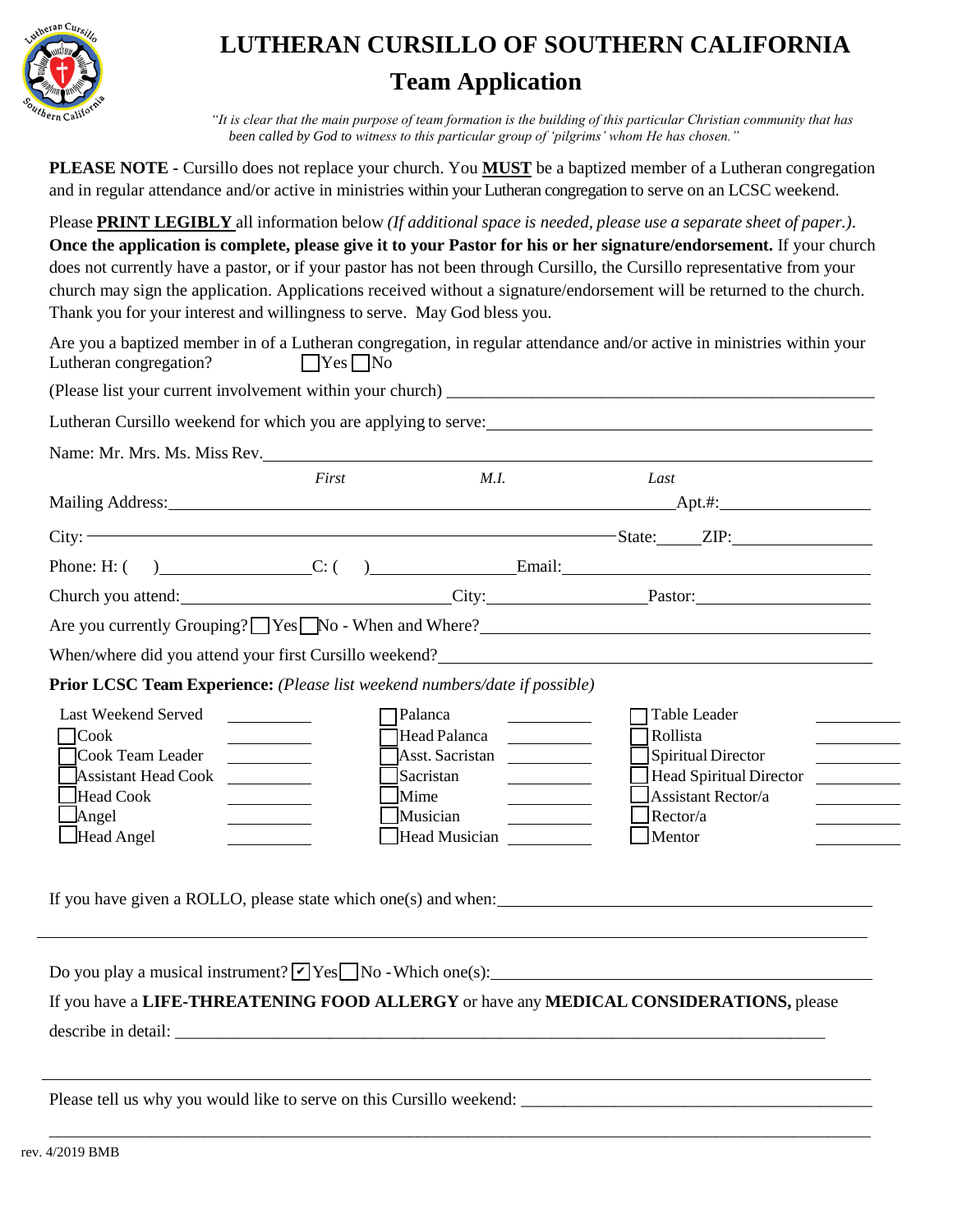# LUTHERAN CURSILLO OF SOUTHERN CALIFORNIA

## Team Application

*"It is clear that the main purpose of team formation is the building of this particular Christian community that has been called by God to witness to this particular group of 'pilgrims' whom He has chosen."*

**PLEASE NOTE -** Cursillo does not replace your church. You **MUST** be a baptized member of a Lutheran congregation and in regular attendance and/or active in ministries within your Lutheran congregation to serve on an LCSC weekend.

Please **PRINT LEGIBLY** all information below *(If additional space is needed, please use a separate sheet of paper.)*. **Once the application is complete, please give it to your Pastor for his or her signature/endorsement.** If your church does not currently have a pastor, or if your pastor has not been through Cursillo, the Cursillo representative from your church may sign the application. Applications received without a signature/endorsement will be returned to the church. Thank you for your interest and willingness to serve. May God bless you.

Are you a baptized member in of a Lutheran congregation, in regular attendance and/or active in ministries within your Lutheran congregation? ☐ Yes ☐ No

(Please list your current involvement within your church) ____________________

Lutheran Cursillo weekend for which you are applying to serve: ____________________

Name: Mr. Mrs. Ms. Miss Rev. ____________________
*First* *M.I.* *Last*

Mailing Address: ____________________ Apt.#: __________

City: ____________________ State: _____ ZIP: __________

Phone: H: ( ) __________ C: ( ) __________ Email: ____________________

Church you attend: __________ City: __________ Pastor: __________

Are you currently Grouping? ☐ Yes ☐ No - When and Where? ____________________

When/where did you attend your first Cursillo weekend? ____________________

**Prior LCSC Team Experience:** *(Please list weekend numbers/date if possible)*

| | | | | | |
|---|---|---|---|---|---|
| Last Weekend Served | ______ | ☐ Palanca | ______ | ☐ Table Leader | ______ |
| ☐ Cook | ______ | ☐ Head Palanca | ______ | ☐ Rollista | ______ |
| ☐ Cook Team Leader | ______ | ☐ Asst. Sacristan | ______ | ☐ Spiritual Director | ______ |
| ☐ Assistant Head Cook | ______ | ☐ Sacristan | ______ | ☐ Head Spiritual Director | ______ |
| ☐ Head Cook | ______ | ☐ Mime | ______ | ☐ Assistant Rector/a | ______ |
| ☐ Angel | ______ | ☐ Musician | ______ | ☐ Rector/a | ______ |
| ☐ Head Angel | ______ | ☐ Head Musician | ______ | ☐ Mentor | ______ |

If you have given a ROLLO, please state which one(s) and when: ____________________

____________________

Do you play a musical instrument? ☑ Yes ☐ No - Which one(s): ____________________

If you have a **LIFE-THREATENING FOOD ALLERGY** or have any **MEDICAL CONSIDERATIONS,** please describe in detail: ____________________

____________________

Please tell us why you would like to serve on this Cursillo weekend: ____________________

____________________

rev. 4/2019 BMB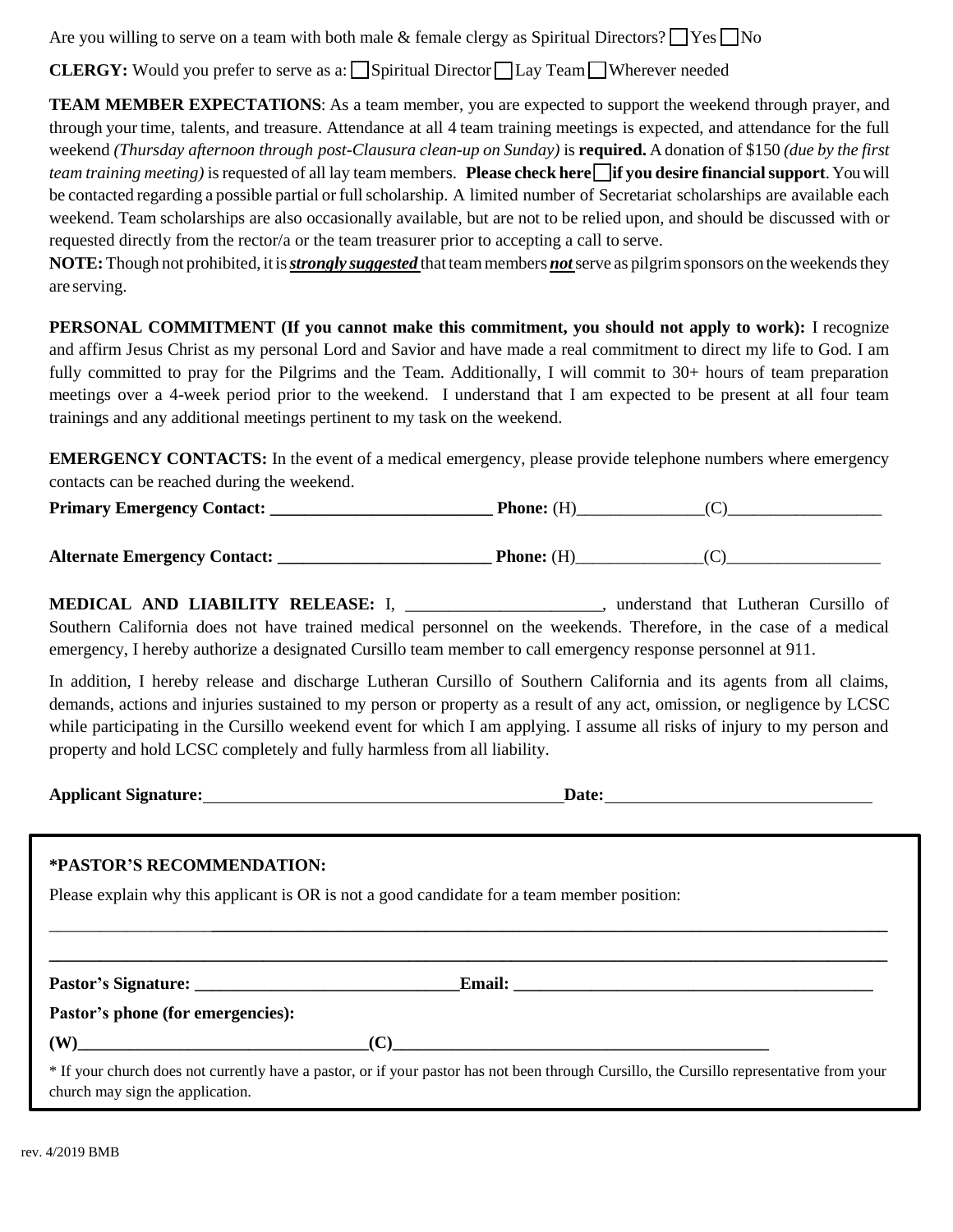Are you willing to serve on a team with both male & female clergy as Spiritual Directors? ☐ Yes ☐ No

**CLERGY:** Would you prefer to serve as a: ☐ Spiritual Director ☐ Lay Team ☐ Wherever needed

**TEAM MEMBER EXPECTATIONS**: As a team member, you are expected to support the weekend through prayer, and through your time, talents, and treasure. Attendance at all 4 team training meetings is expected, and attendance for the full weekend *(Thursday afternoon through post-Clausura clean-up on Sunday)* is **required.** A donation of $150 *(due by the first team training meeting)* is requested of all lay team members. **Please check here ☐ if you desire financial support**. You will be contacted regarding a possible partial or full scholarship. A limited number of Secretariat scholarships are available each weekend. Team scholarships are also occasionally available, but are not to be relied upon, and should be discussed with or requested directly from the rector/a or the team treasurer prior to accepting a call to serve.

**NOTE:** Though not prohibited, it is ***strongly suggested*** that team members ***not*** serve as pilgrim sponsors on the weekends they are serving.

**PERSONAL COMMITMENT (If you cannot make this commitment, you should not apply to work):** I recognize and affirm Jesus Christ as my personal Lord and Savior and have made a real commitment to direct my life to God. I am fully committed to pray for the Pilgrims and the Team. Additionally, I will commit to 30+ hours of team preparation meetings over a 4-week period prior to the weekend. I understand that I am expected to be present at all four team trainings and any additional meetings pertinent to my task on the weekend.

**EMERGENCY CONTACTS:** In the event of a medical emergency, please provide telephone numbers where emergency contacts can be reached during the weekend.

**Primary Emergency Contact:** __________________________ **Phone:** (H)_______________(C)__________________

**Alternate Emergency Contact:** _________________________ **Phone:** (H)_______________(C)__________________

**MEDICAL AND LIABILITY RELEASE:** I, _______________________, understand that Lutheran Cursillo of Southern California does not have trained medical personnel on the weekends. Therefore, in the case of a medical emergency, I hereby authorize a designated Cursillo team member to call emergency response personnel at 911.

In addition, I hereby release and discharge Lutheran Cursillo of Southern California and its agents from all claims, demands, actions and injuries sustained to my person or property as a result of any act, omission, or negligence by LCSC while participating in the Cursillo weekend event for which I am applying. I assume all risks of injury to my person and property and hold LCSC completely and fully harmless from all liability.

**Applicant Signature:** ___________________________________________ **Date:** ________________________________

**\*PASTOR'S RECOMMENDATION:**

Please explain why this applicant is OR is not a good candidate for a team member position:

___________________________________________________________________________________________________

___________________________________________________________________________________________________

**Pastor's Signature:** _______________________________ **Email:** ___________________________________________

**Pastor's phone (for emergencies):**

**(W)**__________________________________ **(C)**______________________________________________

\* If your church does not currently have a pastor, or if your pastor has not been through Cursillo, the Cursillo representative from your church may sign the application.

rev. 4/2019 BMB